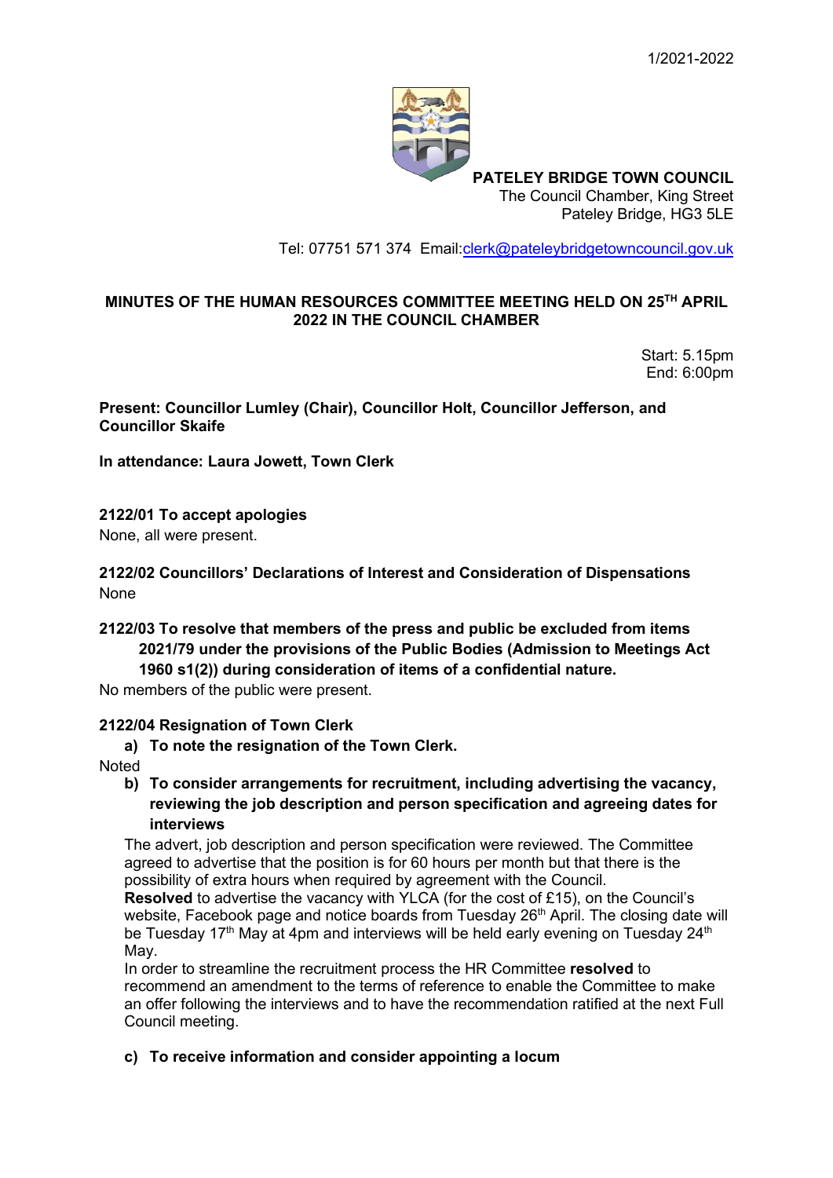**PATELEY BRIDGE TOWN COUNCIL**
The Council Chamber, King Street
Pateley Bridge, HG3 5LE

Tel: 07751 571 374 Email:clerk@pateleybridgetowncouncil.gov.uk

## MINUTES OF THE HUMAN RESOURCES COMMITTEE MEETING HELD ON 25TH APRIL 2022 IN THE COUNCIL CHAMBER

Start: 5.15pm
End: 6:00pm

**Present: Councillor Lumley (Chair), Councillor Holt, Councillor Jefferson, and Councillor Skaife**

**In attendance: Laura Jowett, Town Clerk**

### 2122/01 To accept apologies

None, all were present.

### 2122/02 Councillors' Declarations of Interest and Consideration of Dispensations

None

### 2122/03 To resolve that members of the press and public be excluded from items 2021/79 under the provisions of the Public Bodies (Admission to Meetings Act 1960 s1(2)) during consideration of items of a confidential nature.

No members of the public were present.

### 2122/04 Resignation of Town Clerk

**a) To note the resignation of the Town Clerk.**

Noted

**b) To consider arrangements for recruitment, including advertising the vacancy, reviewing the job description and person specification and agreeing dates for interviews**

The advert, job description and person specification were reviewed. The Committee agreed to advertise that the position is for 60 hours per month but that there is the possibility of extra hours when required by agreement with the Council.

**Resolved** to advertise the vacancy with YLCA (for the cost of £15), on the Council's website, Facebook page and notice boards from Tuesday 26th April. The closing date will be Tuesday 17th May at 4pm and interviews will be held early evening on Tuesday 24th May.

In order to streamline the recruitment process the HR Committee **resolved** to recommend an amendment to the terms of reference to enable the Committee to make an offer following the interviews and to have the recommendation ratified at the next Full Council meeting.

**c) To receive information and consider appointing a locum**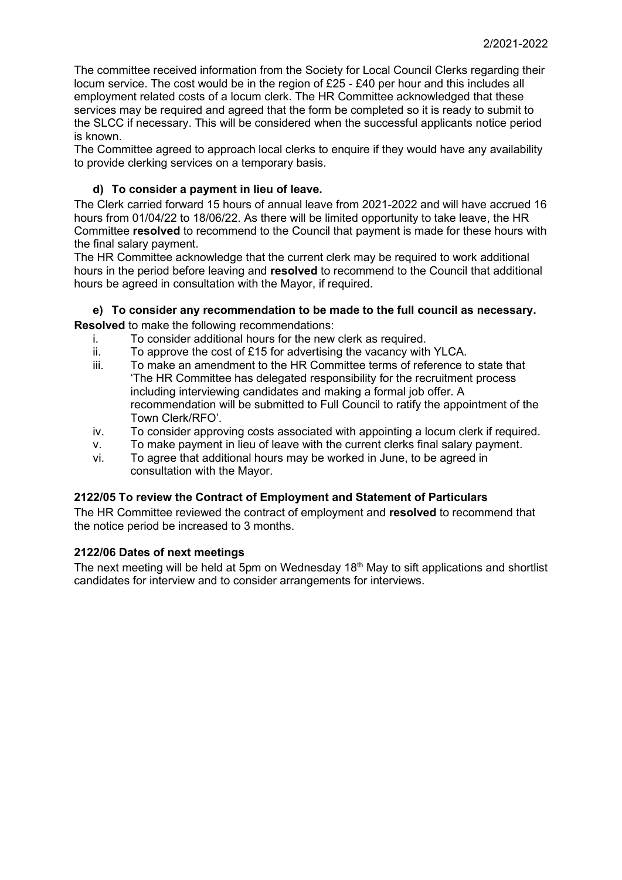The committee received information from the Society for Local Council Clerks regarding their locum service. The cost would be in the region of £25 - £40 per hour and this includes all employment related costs of a locum clerk. The HR Committee acknowledged that these services may be required and agreed that the form be completed so it is ready to submit to the SLCC if necessary. This will be considered when the successful applicants notice period is known.

The Committee agreed to approach local clerks to enquire if they would have any availability to provide clerking services on a temporary basis.

**d) To consider a payment in lieu of leave.**

The Clerk carried forward 15 hours of annual leave from 2021-2022 and will have accrued 16 hours from 01/04/22 to 18/06/22. As there will be limited opportunity to take leave, the HR Committee **resolved** to recommend to the Council that payment is made for these hours with the final salary payment.

The HR Committee acknowledge that the current clerk may be required to work additional hours in the period before leaving and **resolved** to recommend to the Council that additional hours be agreed in consultation with the Mayor, if required.

**e) To consider any recommendation to be made to the full council as necessary.**

**Resolved** to make the following recommendations:

i. To consider additional hours for the new clerk as required.
ii. To approve the cost of £15 for advertising the vacancy with YLCA.
iii. To make an amendment to the HR Committee terms of reference to state that 'The HR Committee has delegated responsibility for the recruitment process including interviewing candidates and making a formal job offer. A recommendation will be submitted to Full Council to ratify the appointment of the Town Clerk/RFO'.
iv. To consider approving costs associated with appointing a locum clerk if required.
v. To make payment in lieu of leave with the current clerks final salary payment.
vi. To agree that additional hours may be worked in June, to be agreed in consultation with the Mayor.

**2122/05 To review the Contract of Employment and Statement of Particulars**

The HR Committee reviewed the contract of employment and **resolved** to recommend that the notice period be increased to 3 months.

**2122/06 Dates of next meetings**

The next meeting will be held at 5pm on Wednesday 18th May to sift applications and shortlist candidates for interview and to consider arrangements for interviews.